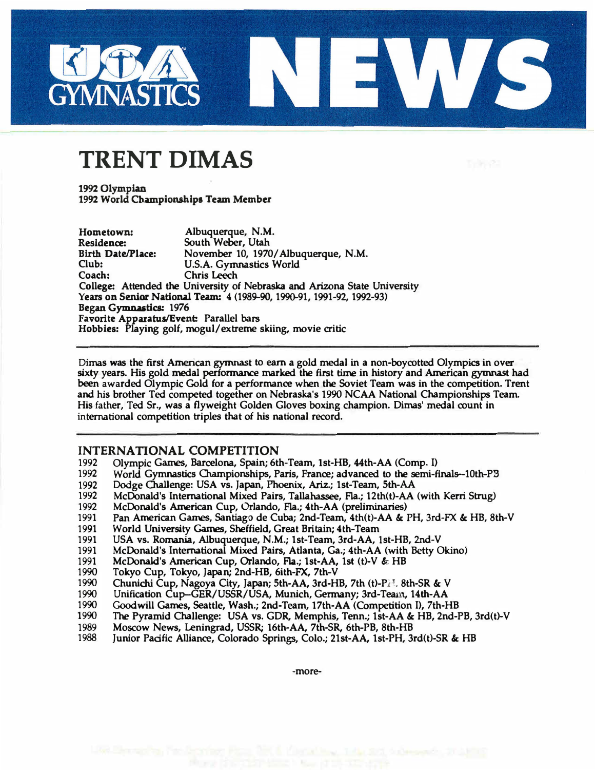# USA GYMNASTICS NEWS

# TRENT DIMAS

**1992 Olympian**
**1992 World Championships Team Member**

**Hometown:** Albuquerque, N.M.
**Residence:** South Weber, Utah
**Birth Date/Place:** November 10, 1970/Albuquerque, N.M.
**Club:** U.S.A. Gymnastics World
**Coach:** Chris Leech
**College:** Attended the University of Nebraska and Arizona State University
**Years on Senior National Team:** 4 (1989-90, 1990-91, 1991-92, 1992-93)
**Began Gymnastics:** 1976
**Favorite Apparatus/Event:** Parallel bars
**Hobbies:** Playing golf, mogul/extreme skiing, movie critic

---

Dimas was the first American gymnast to earn a gold medal in a non-boycotted Olympics in over sixty years. His gold medal performance marked the first time in history and American gymnast had been awarded Olympic Gold for a performance when the Soviet Team was in the competition. Trent and his brother Ted competed together on Nebraska's 1990 NCAA National Championships Team. His father, Ted Sr., was a flyweight Golden Gloves boxing champion. Dimas' medal count in international competition triples that of his national record.

---

## INTERNATIONAL COMPETITION

- 1992 Olympic Games, Barcelona, Spain; 6th-Team, 1st-HB, 44th-AA (Comp. I)
- 1992 World Gymnastics Championships, Paris, France; advanced to the semi-finals--10th-PB
- 1992 Dodge Challenge: USA vs. Japan, Phoenix, Ariz.; 1st-Team, 5th-AA
- 1992 McDonald's International Mixed Pairs, Tallahassee, Fla.; 12th(t)-AA (with Kerri Strug)
- 1992 McDonald's American Cup, Orlando, Fla.; 4th-AA (preliminaries)
- 1991 Pan American Games, Santiago de Cuba; 2nd-Team, 4th(t)-AA & PH, 3rd-FX & HB, 8th-V
- 1991 World University Games, Sheffield, Great Britain; 4th-Team
- 1991 USA vs. Romania, Albuquerque, N.M.; 1st-Team, 3rd-AA, 1st-HB, 2nd-V
- 1991 McDonald's International Mixed Pairs, Atlanta, Ga.; 4th-AA (with Betty Okino)
- 1991 McDonald's American Cup, Orlando, Fla.; 1st-AA, 1st (t)-V & HB
- 1990 Tokyo Cup, Tokyo, Japan; 2nd-HB, 6ith-FX, 7th-V
- 1990 Chunichi Cup, Nagoya City, Japan; 5th-AA, 3rd-HB, 7th (t)-PH, 8th-SR & V
- 1990 Unification Cup--GER/USSR/USA, Munich, Germany; 3rd-Team, 14th-AA
- 1990 Goodwill Games, Seattle, Wash.; 2nd-Team, 17th-AA (Competition I), 7th-HB
- 1990 The Pyramid Challenge: USA vs. GDR, Memphis, Tenn.; 1st-AA & HB, 2nd-PB, 3rd(t)-V
- 1989 Moscow News, Leningrad, USSR; 16th-AA, 7th-SR, 6th-PB, 8th-HB
- 1988 Junior Pacific Alliance, Colorado Springs, Colo.; 21st-AA, 1st-PH, 3rd(t)-SR & HB

-more-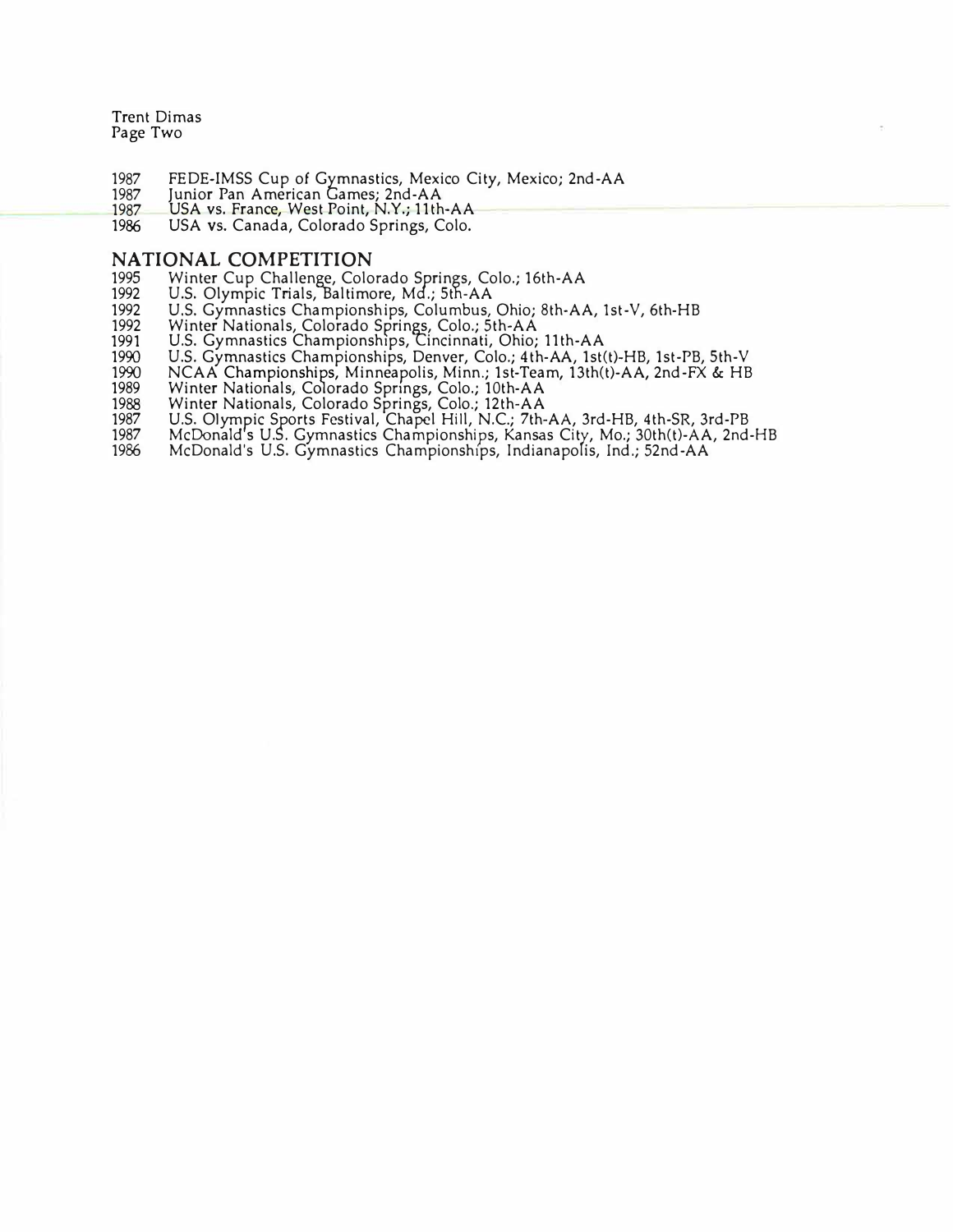1987 FEDE-IMSS Cup of Gymnastics, Mexico City, Mexico; 2nd-AA
1987 Junior Pan American Games; 2nd-AA
1987 USA vs. France, West Point, N.Y.; 11th-AA
1986 USA vs. Canada, Colorado Springs, Colo.

## NATIONAL COMPETITION

1995 Winter Cup Challenge, Colorado Springs, Colo.; 16th-AA
1992 U.S. Olympic Trials, Baltimore, Md.; 5th-AA
1992 U.S. Gymnastics Championships, Columbus, Ohio; 8th-AA, 1st-V, 6th-HB
1992 Winter Nationals, Colorado Springs, Colo.; 5th-AA
1991 U.S. Gymnastics Championships, Cincinnati, Ohio; 11th-AA
1990 U.S. Gymnastics Championships, Denver, Colo.; 4th-AA, 1st(t)-HB, 1st-PB, 5th-V
1990 NCAA Championships, Minneapolis, Minn.; 1st-Team, 13th(t)-AA, 2nd-FX & HB
1989 Winter Nationals, Colorado Springs, Colo.; 10th-AA
1988 Winter Nationals, Colorado Springs, Colo.; 12th-AA
1987 U.S. Olympic Sports Festival, Chapel Hill, N.C.; 7th-AA, 3rd-HB, 4th-SR, 3rd-PB
1987 McDonald's U.S. Gymnastics Championships, Kansas City, Mo.; 30th(t)-AA, 2nd-HB
1986 McDonald's U.S. Gymnastics Championships, Indianapolis, Ind.; 52nd-AA